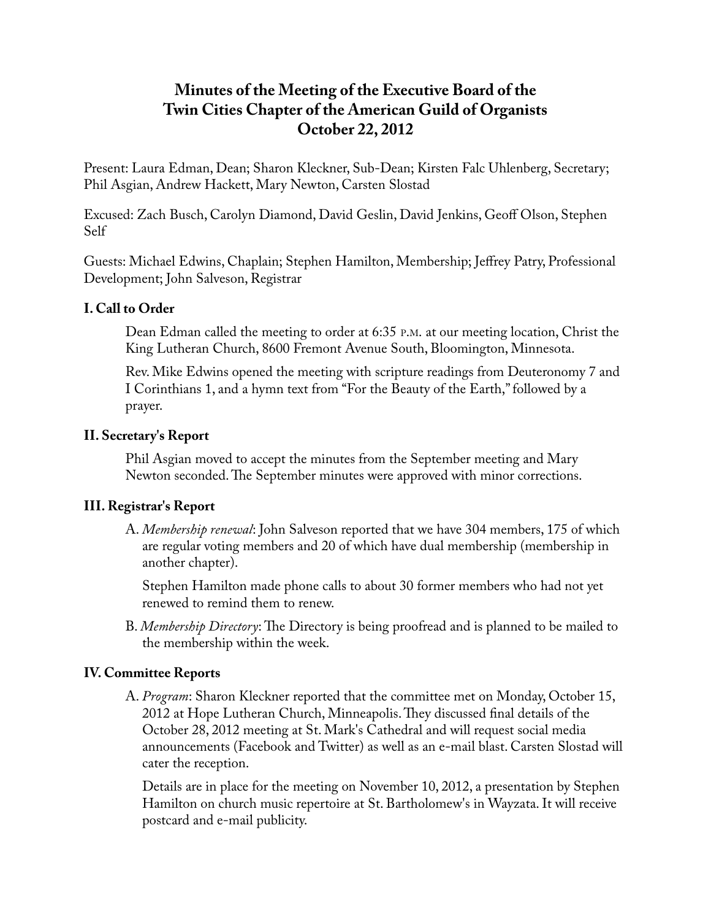# Minutes of the Meeting of the Executive Board of the Twin Cities Chapter of the American Guild of Organists
# October 22, 2012

Present: Laura Edman, Dean; Sharon Kleckner, Sub-Dean; Kirsten Falc Uhlenberg, Secretary; Phil Asgian, Andrew Hackett, Mary Newton, Carsten Slostad

Excused: Zach Busch, Carolyn Diamond, David Geslin, David Jenkins, Geoff Olson, Stephen Self

Guests: Michael Edwins, Chaplain; Stephen Hamilton, Membership; Jeffrey Patry, Professional Development; John Salveson, Registrar

## I. Call to Order

Dean Edman called the meeting to order at 6:35 P.M. at our meeting location, Christ the King Lutheran Church, 8600 Fremont Avenue South, Bloomington, Minnesota.

Rev. Mike Edwins opened the meeting with scripture readings from Deuteronomy 7 and I Corinthians 1, and a hymn text from "For the Beauty of the Earth," followed by a prayer.

## II. Secretary's Report

Phil Asgian moved to accept the minutes from the September meeting and Mary Newton seconded. The September minutes were approved with minor corrections.

## III. Registrar's Report

A. *Membership renewal*: John Salveson reported that we have 304 members, 175 of which are regular voting members and 20 of which have dual membership (membership in another chapter).

Stephen Hamilton made phone calls to about 30 former members who had not yet renewed to remind them to renew.

B. *Membership Directory*: The Directory is being proofread and is planned to be mailed to the membership within the week.

## IV. Committee Reports

A. *Program*: Sharon Kleckner reported that the committee met on Monday, October 15, 2012 at Hope Lutheran Church, Minneapolis. They discussed final details of the October 28, 2012 meeting at St. Mark's Cathedral and will request social media announcements (Facebook and Twitter) as well as an e-mail blast. Carsten Slostad will cater the reception.

Details are in place for the meeting on November 10, 2012, a presentation by Stephen Hamilton on church music repertoire at St. Bartholomew's in Wayzata. It will receive postcard and e-mail publicity.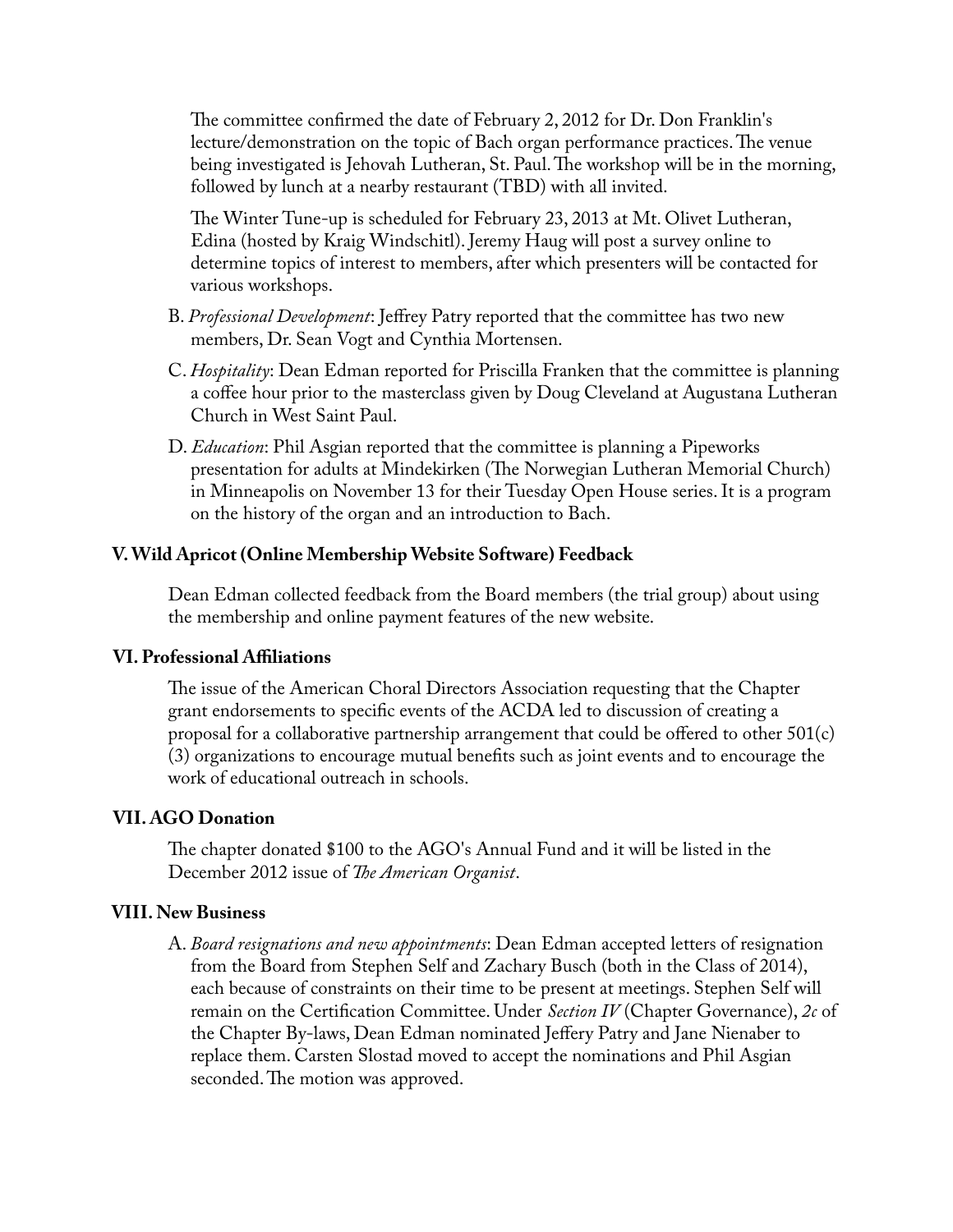The committee confirmed the date of February 2, 2012 for Dr. Don Franklin's lecture/demonstration on the topic of Bach organ performance practices. The venue being investigated is Jehovah Lutheran, St. Paul. The workshop will be in the morning, followed by lunch at a nearby restaurant (TBD) with all invited.

The Winter Tune-up is scheduled for February 23, 2013 at Mt. Olivet Lutheran, Edina (hosted by Kraig Windschitl). Jeremy Haug will post a survey online to determine topics of interest to members, after which presenters will be contacted for various workshops.

B. *Professional Development*: Jeffrey Patry reported that the committee has two new members, Dr. Sean Vogt and Cynthia Mortensen.

C. *Hospitality*: Dean Edman reported for Priscilla Franken that the committee is planning a coffee hour prior to the masterclass given by Doug Cleveland at Augustana Lutheran Church in West Saint Paul.

D. *Education*: Phil Asgian reported that the committee is planning a Pipeworks presentation for adults at Mindekirken (The Norwegian Lutheran Memorial Church) in Minneapolis on November 13 for their Tuesday Open House series. It is a program on the history of the organ and an introduction to Bach.

### V. Wild Apricot (Online Membership Website Software) Feedback

Dean Edman collected feedback from the Board members (the trial group) about using the membership and online payment features of the new website.

### VI. Professional Affiliations

The issue of the American Choral Directors Association requesting that the Chapter grant endorsements to specific events of the ACDA led to discussion of creating a proposal for a collaborative partnership arrangement that could be offered to other 501(c)(3) organizations to encourage mutual benefits such as joint events and to encourage the work of educational outreach in schools.

### VII. AGO Donation

The chapter donated $100 to the AGO's Annual Fund and it will be listed in the December 2012 issue of *The American Organist*.

### VIII. New Business

A. *Board resignations and new appointments*: Dean Edman accepted letters of resignation from the Board from Stephen Self and Zachary Busch (both in the Class of 2014), each because of constraints on their time to be present at meetings. Stephen Self will remain on the Certification Committee. Under *Section IV* (Chapter Governance), *2c* of the Chapter By-laws, Dean Edman nominated Jeffery Patry and Jane Nienaber to replace them. Carsten Slostad moved to accept the nominations and Phil Asgian seconded. The motion was approved.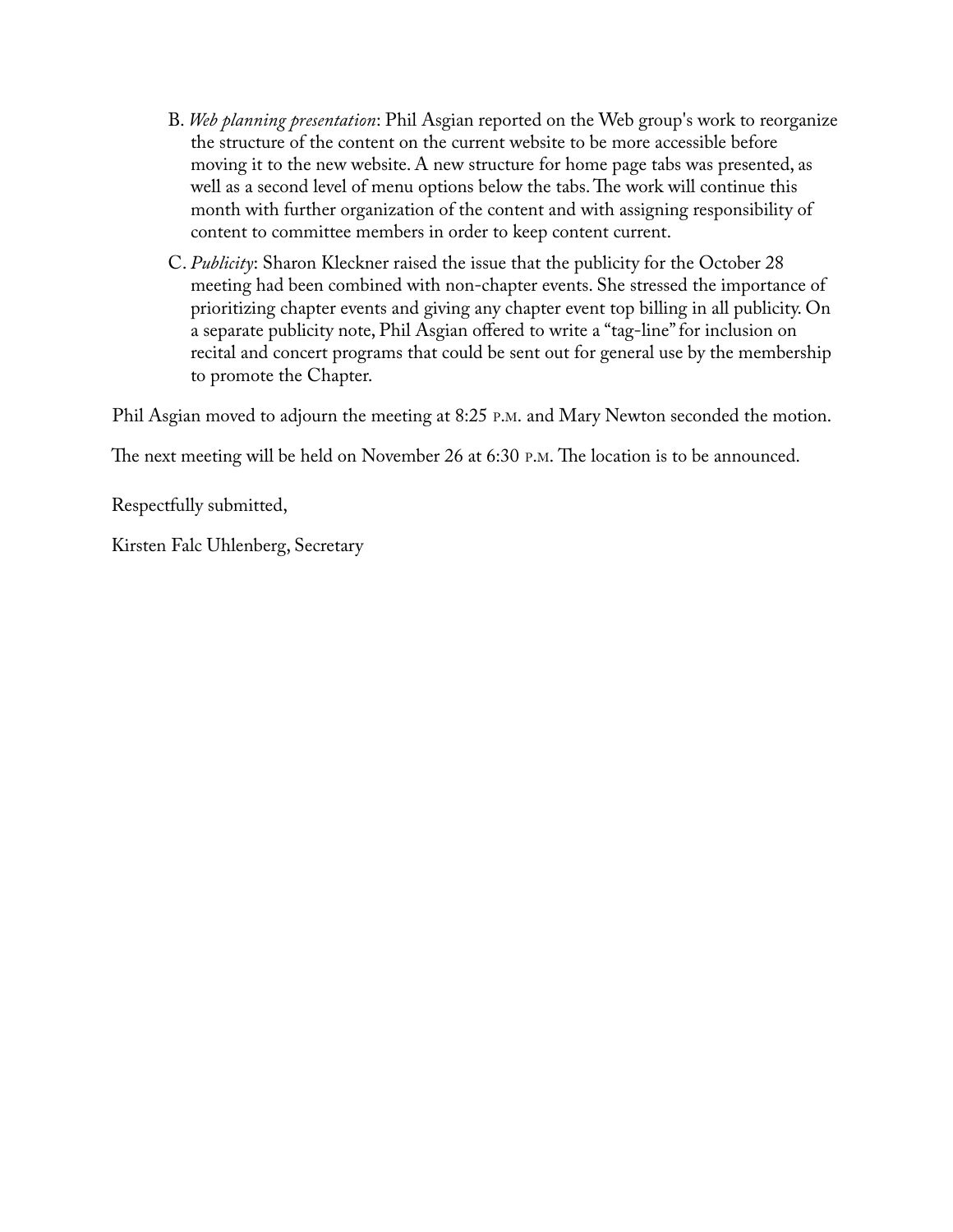B. *Web planning presentation*: Phil Asgian reported on the Web group's work to reorganize the structure of the content on the current website to be more accessible before moving it to the new website. A new structure for home page tabs was presented, as well as a second level of menu options below the tabs. The work will continue this month with further organization of the content and with assigning responsibility of content to committee members in order to keep content current.

C. *Publicity*: Sharon Kleckner raised the issue that the publicity for the October 28 meeting had been combined with non-chapter events. She stressed the importance of prioritizing chapter events and giving any chapter event top billing in all publicity. On a separate publicity note, Phil Asgian offered to write a "tag-line" for inclusion on recital and concert programs that could be sent out for general use by the membership to promote the Chapter.

Phil Asgian moved to adjourn the meeting at 8:25 P.M. and Mary Newton seconded the motion.

The next meeting will be held on November 26 at 6:30 P.M. The location is to be announced.

Respectfully submitted,

Kirsten Falc Uhlenberg, Secretary